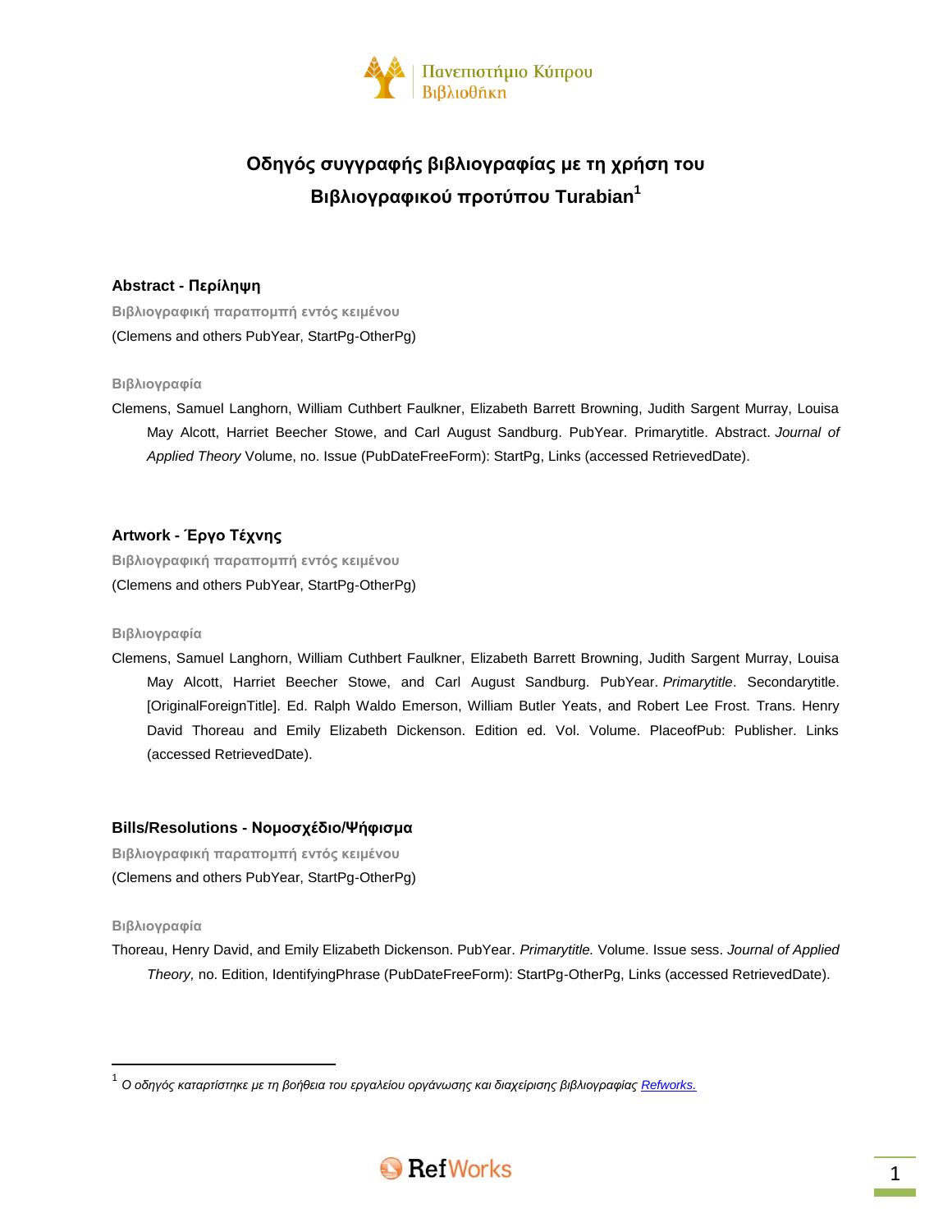Πανεπιστήμιο Κύπρου
Βιβλιοθήκη

# Οδηγός συγγραφής βιβλιογραφίας με τη χρήση του Βιβλιογραφικού προτύπου Turabian[1]

## Abstract - Περίληψη

**Βιβλιογραφική παραπομπή εντός κειμένου**

(Clemens and others PubYear, StartPg-OtherPg)

**Βιβλιογραφία**

Clemens, Samuel Langhorn, William Cuthbert Faulkner, Elizabeth Barrett Browning, Judith Sargent Murray, Louisa May Alcott, Harriet Beecher Stowe, and Carl August Sandburg. PubYear. Primarytitle. Abstract. *Journal of Applied Theory* Volume, no. Issue (PubDateFreeForm): StartPg, Links (accessed RetrievedDate).

## Artwork - Έργο Τέχνης

**Βιβλιογραφική παραπομπή εντός κειμένου**

(Clemens and others PubYear, StartPg-OtherPg)

**Βιβλιογραφία**

Clemens, Samuel Langhorn, William Cuthbert Faulkner, Elizabeth Barrett Browning, Judith Sargent Murray, Louisa May Alcott, Harriet Beecher Stowe, and Carl August Sandburg. PubYear. *Primarytitle*. Secondarytitle. [OriginalForeignTitle]. Ed. Ralph Waldo Emerson, William Butler Yeats, and Robert Lee Frost. Trans. Henry David Thoreau and Emily Elizabeth Dickenson. Edition ed. Vol. Volume. PlaceofPub: Publisher. Links (accessed RetrievedDate).

## Bills/Resolutions - Νομοσχέδιο/Ψήφισμα

**Βιβλιογραφική παραπομπή εντός κειμένου**

(Clemens and others PubYear, StartPg-OtherPg)

**Βιβλιογραφία**

Thoreau, Henry David, and Emily Elizabeth Dickenson. PubYear. *Primarytitle.* Volume. Issue sess. *Journal of Applied Theory,* no. Edition, IdentifyingPhrase (PubDateFreeForm): StartPg-OtherPg, Links (accessed RetrievedDate).

---

[1] *Ο οδηγός καταρτίστηκε με τη βοήθεια του εργαλείου οργάνωσης και διαχείρισης βιβλιογραφίας [Refworks.](#)*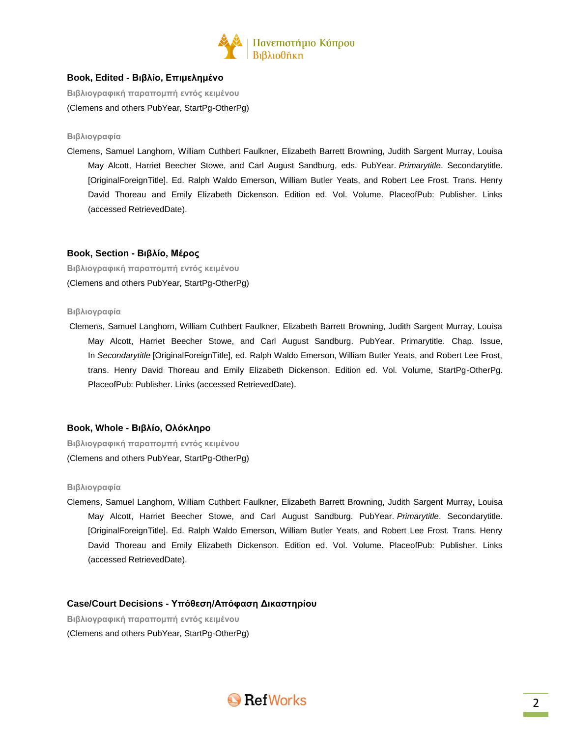## Book, Edited - Βιβλίο, Επιμελημένο

**Βιβλιογραφική παραπομπή εντός κειμένου**

(Clemens and others PubYear, StartPg-OtherPg)

**Βιβλιογραφία**

Clemens, Samuel Langhorn, William Cuthbert Faulkner, Elizabeth Barrett Browning, Judith Sargent Murray, Louisa May Alcott, Harriet Beecher Stowe, and Carl August Sandburg, eds. PubYear. *Primarytitle*. Secondarytitle. [OriginalForeignTitle]. Ed. Ralph Waldo Emerson, William Butler Yeats, and Robert Lee Frost. Trans. Henry David Thoreau and Emily Elizabeth Dickenson. Edition ed. Vol. Volume. PlaceofPub: Publisher. Links (accessed RetrievedDate).

## Book, Section - Βιβλίο, Μέρος

**Βιβλιογραφική παραπομπή εντός κειμένου**

(Clemens and others PubYear, StartPg-OtherPg)

**Βιβλιογραφία**

Clemens, Samuel Langhorn, William Cuthbert Faulkner, Elizabeth Barrett Browning, Judith Sargent Murray, Louisa May Alcott, Harriet Beecher Stowe, and Carl August Sandburg. PubYear. Primarytitle. Chap. Issue, In *Secondarytitle* [OriginalForeignTitle], ed. Ralph Waldo Emerson, William Butler Yeats, and Robert Lee Frost, trans. Henry David Thoreau and Emily Elizabeth Dickenson. Edition ed. Vol. Volume, StartPg-OtherPg. PlaceofPub: Publisher. Links (accessed RetrievedDate).

## Book, Whole - Βιβλίο, Ολόκληρο

**Βιβλιογραφική παραπομπή εντός κειμένου**

(Clemens and others PubYear, StartPg-OtherPg)

**Βιβλιογραφία**

Clemens, Samuel Langhorn, William Cuthbert Faulkner, Elizabeth Barrett Browning, Judith Sargent Murray, Louisa May Alcott, Harriet Beecher Stowe, and Carl August Sandburg. PubYear. *Primarytitle*. Secondarytitle. [OriginalForeignTitle]. Ed. Ralph Waldo Emerson, William Butler Yeats, and Robert Lee Frost. Trans. Henry David Thoreau and Emily Elizabeth Dickenson. Edition ed. Vol. Volume. PlaceofPub: Publisher. Links (accessed RetrievedDate).

## Case/Court Decisions - Υπόθεση/Απόφαση Δικαστηρίου

**Βιβλιογραφική παραπομπή εντός κειμένου**

(Clemens and others PubYear, StartPg-OtherPg)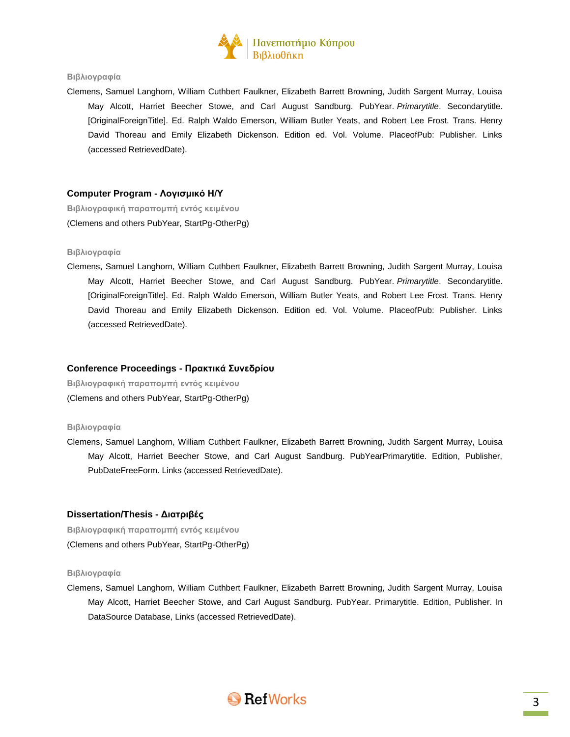**Βιβλιογραφία**

Clemens, Samuel Langhorn, William Cuthbert Faulkner, Elizabeth Barrett Browning, Judith Sargent Murray, Louisa May Alcott, Harriet Beecher Stowe, and Carl August Sandburg. PubYear. *Primarytitle*. Secondarytitle. [OriginalForeignTitle]. Ed. Ralph Waldo Emerson, William Butler Yeats, and Robert Lee Frost. Trans. Henry David Thoreau and Emily Elizabeth Dickenson. Edition ed. Vol. Volume. PlaceofPub: Publisher. Links (accessed RetrievedDate).

## Computer Program - Λογισμικό Η/Υ

**Βιβλιογραφική παραπομπή εντός κειμένου**

(Clemens and others PubYear, StartPg-OtherPg)

**Βιβλιογραφία**

Clemens, Samuel Langhorn, William Cuthbert Faulkner, Elizabeth Barrett Browning, Judith Sargent Murray, Louisa May Alcott, Harriet Beecher Stowe, and Carl August Sandburg. PubYear. *Primarytitle*. Secondarytitle. [OriginalForeignTitle]. Ed. Ralph Waldo Emerson, William Butler Yeats, and Robert Lee Frost. Trans. Henry David Thoreau and Emily Elizabeth Dickenson. Edition ed. Vol. Volume. PlaceofPub: Publisher. Links (accessed RetrievedDate).

## Conference Proceedings - Πρακτικά Συνεδρίου

**Βιβλιογραφική παραπομπή εντός κειμένου**

(Clemens and others PubYear, StartPg-OtherPg)

**Βιβλιογραφία**

Clemens, Samuel Langhorn, William Cuthbert Faulkner, Elizabeth Barrett Browning, Judith Sargent Murray, Louisa May Alcott, Harriet Beecher Stowe, and Carl August Sandburg. PubYearPrimarytitle. Edition, Publisher, PubDateFreeForm. Links (accessed RetrievedDate).

## Dissertation/Thesis - Διατριβές

**Βιβλιογραφική παραπομπή εντός κειμένου**

(Clemens and others PubYear, StartPg-OtherPg)

**Βιβλιογραφία**

Clemens, Samuel Langhorn, William Cuthbert Faulkner, Elizabeth Barrett Browning, Judith Sargent Murray, Louisa May Alcott, Harriet Beecher Stowe, and Carl August Sandburg. PubYear. Primarytitle. Edition, Publisher. In DataSource Database, Links (accessed RetrievedDate).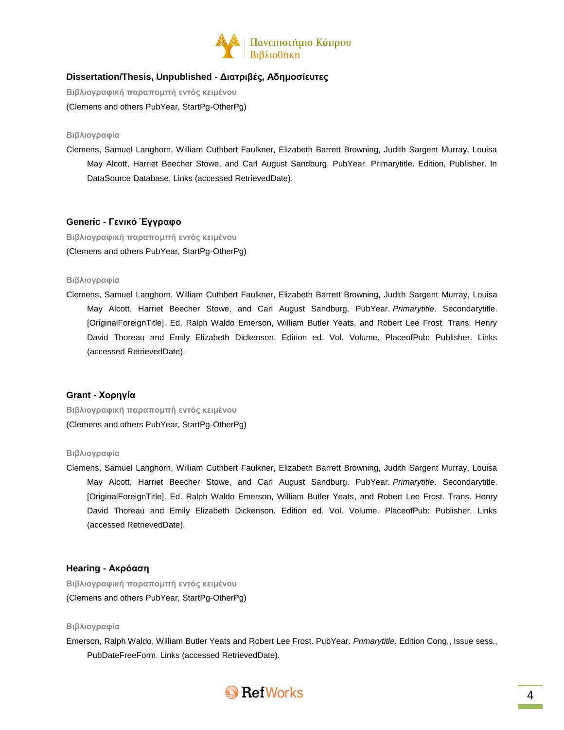### Dissertation/Thesis, Unpublished - Διατριβές, Αδημοσίευτες

**Βιβλιογραφική παραπομπή εντός κειμένου**

(Clemens and others PubYear, StartPg-OtherPg)

**Βιβλιογραφία**

Clemens, Samuel Langhorn, William Cuthbert Faulkner, Elizabeth Barrett Browning, Judith Sargent Murray, Louisa May Alcott, Harriet Beecher Stowe, and Carl August Sandburg. PubYear. Primarytitle. Edition, Publisher. In DataSource Database, Links (accessed RetrievedDate).

### Generic - Γενικό Έγγραφο

**Βιβλιογραφική παραπομπή εντός κειμένου**

(Clemens and others PubYear, StartPg-OtherPg)

**Βιβλιογραφία**

Clemens, Samuel Langhorn, William Cuthbert Faulkner, Elizabeth Barrett Browning, Judith Sargent Murray, Louisa May Alcott, Harriet Beecher Stowe, and Carl August Sandburg. PubYear. *Primarytitle*. Secondarytitle. [OriginalForeignTitle]. Ed. Ralph Waldo Emerson, William Butler Yeats, and Robert Lee Frost. Trans. Henry David Thoreau and Emily Elizabeth Dickenson. Edition ed. Vol. Volume. PlaceofPub: Publisher. Links (accessed RetrievedDate).

### Grant - Χορηγία

**Βιβλιογραφική παραπομπή εντός κειμένου**

(Clemens and others PubYear, StartPg-OtherPg)

**Βιβλιογραφία**

Clemens, Samuel Langhorn, William Cuthbert Faulkner, Elizabeth Barrett Browning, Judith Sargent Murray, Louisa May Alcott, Harriet Beecher Stowe, and Carl August Sandburg. PubYear. *Primarytitle*. Secondarytitle. [OriginalForeignTitle]. Ed. Ralph Waldo Emerson, William Butler Yeats, and Robert Lee Frost. Trans. Henry David Thoreau and Emily Elizabeth Dickenson. Edition ed. Vol. Volume. PlaceofPub: Publisher. Links (accessed RetrievedDate).

### Hearing - Ακρόαση

**Βιβλιογραφική παραπομπή εντός κειμένου**

(Clemens and others PubYear, StartPg-OtherPg)

**Βιβλιογραφία**

Emerson, Ralph Waldo, William Butler Yeats and Robert Lee Frost. PubYear. *Primarytitle.* Edition Cong., Issue sess., PubDateFreeForm. Links (accessed RetrievedDate).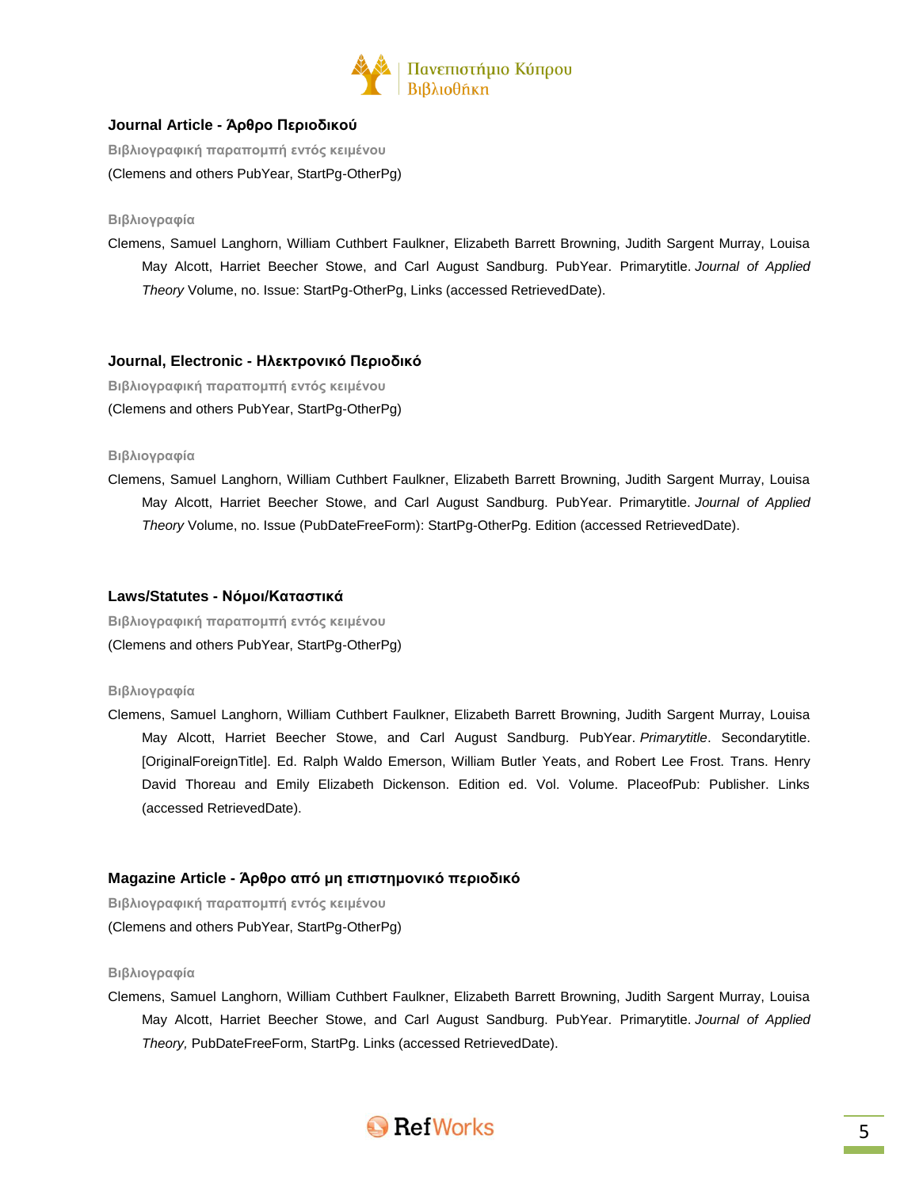### Journal Article - Άρθρο Περιοδικού

**Βιβλιογραφική παραπομπή εντός κειμένου**

(Clemens and others PubYear, StartPg-OtherPg)

**Βιβλιογραφία**

Clemens, Samuel Langhorn, William Cuthbert Faulkner, Elizabeth Barrett Browning, Judith Sargent Murray, Louisa May Alcott, Harriet Beecher Stowe, and Carl August Sandburg. PubYear. Primarytitle. *Journal of Applied Theory* Volume, no. Issue: StartPg-OtherPg, Links (accessed RetrievedDate).

### Journal, Electronic - Ηλεκτρονικό Περιοδικό

**Βιβλιογραφική παραπομπή εντός κειμένου**

(Clemens and others PubYear, StartPg-OtherPg)

**Βιβλιογραφία**

Clemens, Samuel Langhorn, William Cuthbert Faulkner, Elizabeth Barrett Browning, Judith Sargent Murray, Louisa May Alcott, Harriet Beecher Stowe, and Carl August Sandburg. PubYear. Primarytitle. *Journal of Applied Theory* Volume, no. Issue (PubDateFreeForm): StartPg-OtherPg. Edition (accessed RetrievedDate).

### Laws/Statutes - Νόμοι/Καταστικά

**Βιβλιογραφική παραπομπή εντός κειμένου**

(Clemens and others PubYear, StartPg-OtherPg)

**Βιβλιογραφία**

Clemens, Samuel Langhorn, William Cuthbert Faulkner, Elizabeth Barrett Browning, Judith Sargent Murray, Louisa May Alcott, Harriet Beecher Stowe, and Carl August Sandburg. PubYear. *Primarytitle*. Secondarytitle. [OriginalForeignTitle]. Ed. Ralph Waldo Emerson, William Butler Yeats, and Robert Lee Frost. Trans. Henry David Thoreau and Emily Elizabeth Dickenson. Edition ed. Vol. Volume. PlaceofPub: Publisher. Links (accessed RetrievedDate).

### Magazine Article - Άρθρο από μη επιστημονικό περιοδικό

**Βιβλιογραφική παραπομπή εντός κειμένου**

(Clemens and others PubYear, StartPg-OtherPg)

**Βιβλιογραφία**

Clemens, Samuel Langhorn, William Cuthbert Faulkner, Elizabeth Barrett Browning, Judith Sargent Murray, Louisa May Alcott, Harriet Beecher Stowe, and Carl August Sandburg. PubYear. Primarytitle. *Journal of Applied Theory,* PubDateFreeForm, StartPg. Links (accessed RetrievedDate).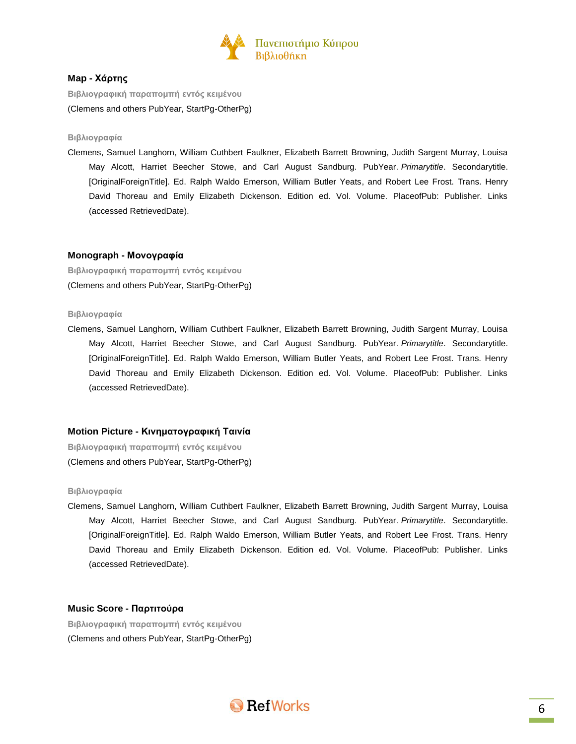### Map - Χάρτης

**Βιβλιογραφική παραπομπή εντός κειμένου**

(Clemens and others PubYear, StartPg-OtherPg)

**Βιβλιογραφία**

Clemens, Samuel Langhorn, William Cuthbert Faulkner, Elizabeth Barrett Browning, Judith Sargent Murray, Louisa May Alcott, Harriet Beecher Stowe, and Carl August Sandburg. PubYear. *Primarytitle*. Secondarytitle. [OriginalForeignTitle]. Ed. Ralph Waldo Emerson, William Butler Yeats, and Robert Lee Frost. Trans. Henry David Thoreau and Emily Elizabeth Dickenson. Edition ed. Vol. Volume. PlaceofPub: Publisher. Links (accessed RetrievedDate).

### Monograph - Μονογραφία

**Βιβλιογραφική παραπομπή εντός κειμένου**

(Clemens and others PubYear, StartPg-OtherPg)

**Βιβλιογραφία**

Clemens, Samuel Langhorn, William Cuthbert Faulkner, Elizabeth Barrett Browning, Judith Sargent Murray, Louisa May Alcott, Harriet Beecher Stowe, and Carl August Sandburg. PubYear. *Primarytitle*. Secondarytitle. [OriginalForeignTitle]. Ed. Ralph Waldo Emerson, William Butler Yeats, and Robert Lee Frost. Trans. Henry David Thoreau and Emily Elizabeth Dickenson. Edition ed. Vol. Volume. PlaceofPub: Publisher. Links (accessed RetrievedDate).

### Motion Picture - Κινηματογραφική Ταινία

**Βιβλιογραφική παραπομπή εντός κειμένου**

(Clemens and others PubYear, StartPg-OtherPg)

**Βιβλιογραφία**

Clemens, Samuel Langhorn, William Cuthbert Faulkner, Elizabeth Barrett Browning, Judith Sargent Murray, Louisa May Alcott, Harriet Beecher Stowe, and Carl August Sandburg. PubYear. *Primarytitle*. Secondarytitle. [OriginalForeignTitle]. Ed. Ralph Waldo Emerson, William Butler Yeats, and Robert Lee Frost. Trans. Henry David Thoreau and Emily Elizabeth Dickenson. Edition ed. Vol. Volume. PlaceofPub: Publisher. Links (accessed RetrievedDate).

### Music Score - Παρτιτούρα

**Βιβλιογραφική παραπομπή εντός κειμένου**

(Clemens and others PubYear, StartPg-OtherPg)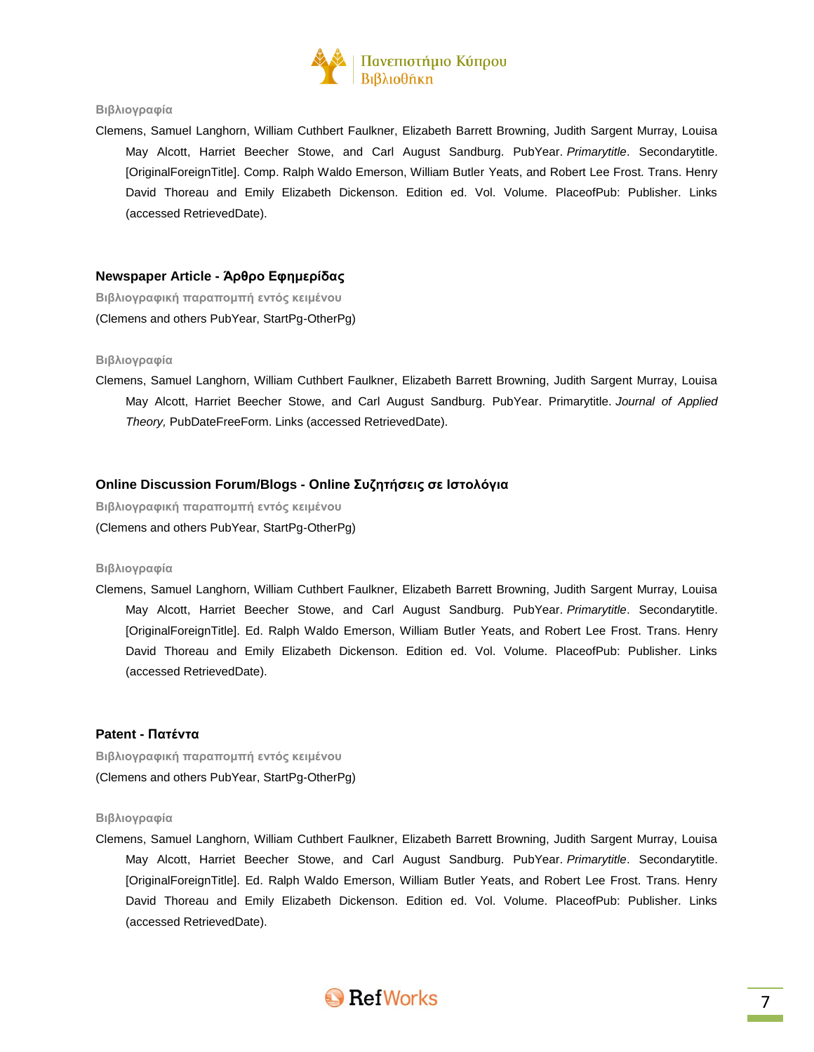**Βιβλιογραφία**

Clemens, Samuel Langhorn, William Cuthbert Faulkner, Elizabeth Barrett Browning, Judith Sargent Murray, Louisa May Alcott, Harriet Beecher Stowe, and Carl August Sandburg. PubYear. *Primarytitle*. Secondarytitle. [OriginalForeignTitle]. Comp. Ralph Waldo Emerson, William Butler Yeats, and Robert Lee Frost. Trans. Henry David Thoreau and Emily Elizabeth Dickenson. Edition ed. Vol. Volume. PlaceofPub: Publisher. Links (accessed RetrievedDate).

## Newspaper Article - Άρθρο Εφημερίδας

**Βιβλιογραφική παραπομπή εντός κειμένου**

(Clemens and others PubYear, StartPg-OtherPg)

**Βιβλιογραφία**

Clemens, Samuel Langhorn, William Cuthbert Faulkner, Elizabeth Barrett Browning, Judith Sargent Murray, Louisa May Alcott, Harriet Beecher Stowe, and Carl August Sandburg. PubYear. Primarytitle. *Journal of Applied Theory,* PubDateFreeForm. Links (accessed RetrievedDate).

## Online Discussion Forum/Blogs - Online Συζητήσεις σε Ιστολόγια

**Βιβλιογραφική παραπομπή εντός κειμένου**

(Clemens and others PubYear, StartPg-OtherPg)

**Βιβλιογραφία**

Clemens, Samuel Langhorn, William Cuthbert Faulkner, Elizabeth Barrett Browning, Judith Sargent Murray, Louisa May Alcott, Harriet Beecher Stowe, and Carl August Sandburg. PubYear. *Primarytitle*. Secondarytitle. [OriginalForeignTitle]. Ed. Ralph Waldo Emerson, William Butler Yeats, and Robert Lee Frost. Trans. Henry David Thoreau and Emily Elizabeth Dickenson. Edition ed. Vol. Volume. PlaceofPub: Publisher. Links (accessed RetrievedDate).

## Patent - Πατέντα

**Βιβλιογραφική παραπομπή εντός κειμένου**

(Clemens and others PubYear, StartPg-OtherPg)

**Βιβλιογραφία**

Clemens, Samuel Langhorn, William Cuthbert Faulkner, Elizabeth Barrett Browning, Judith Sargent Murray, Louisa May Alcott, Harriet Beecher Stowe, and Carl August Sandburg. PubYear. *Primarytitle*. Secondarytitle. [OriginalForeignTitle]. Ed. Ralph Waldo Emerson, William Butler Yeats, and Robert Lee Frost. Trans. Henry David Thoreau and Emily Elizabeth Dickenson. Edition ed. Vol. Volume. PlaceofPub: Publisher. Links (accessed RetrievedDate).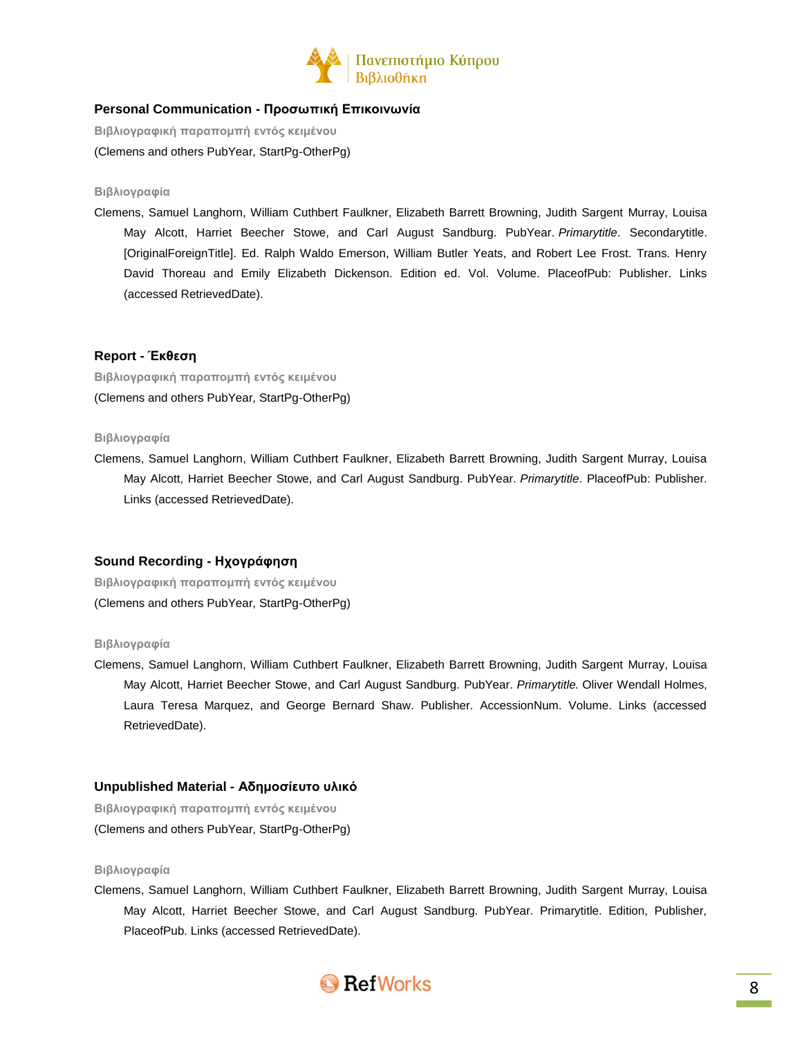### Personal Communication - Προσωπική Επικοινωνία

**Βιβλιογραφική παραπομπή εντός κειμένου**

(Clemens and others PubYear, StartPg-OtherPg)

**Βιβλιογραφία**

Clemens, Samuel Langhorn, William Cuthbert Faulkner, Elizabeth Barrett Browning, Judith Sargent Murray, Louisa May Alcott, Harriet Beecher Stowe, and Carl August Sandburg. PubYear. *Primarytitle*. Secondarytitle. [OriginalForeignTitle]. Ed. Ralph Waldo Emerson, William Butler Yeats, and Robert Lee Frost. Trans. Henry David Thoreau and Emily Elizabeth Dickenson. Edition ed. Vol. Volume. PlaceofPub: Publisher. Links (accessed RetrievedDate).

### Report - Έκθεση

**Βιβλιογραφική παραπομπή εντός κειμένου**

(Clemens and others PubYear, StartPg-OtherPg)

**Βιβλιογραφία**

Clemens, Samuel Langhorn, William Cuthbert Faulkner, Elizabeth Barrett Browning, Judith Sargent Murray, Louisa May Alcott, Harriet Beecher Stowe, and Carl August Sandburg. PubYear. *Primarytitle*. PlaceofPub: Publisher. Links (accessed RetrievedDate).

### Sound Recording - Ηχογράφηση

**Βιβλιογραφική παραπομπή εντός κειμένου**

(Clemens and others PubYear, StartPg-OtherPg)

**Βιβλιογραφία**

Clemens, Samuel Langhorn, William Cuthbert Faulkner, Elizabeth Barrett Browning, Judith Sargent Murray, Louisa May Alcott, Harriet Beecher Stowe, and Carl August Sandburg. PubYear. *Primarytitle.* Oliver Wendall Holmes, Laura Teresa Marquez, and George Bernard Shaw. Publisher. AccessionNum. Volume. Links (accessed RetrievedDate).

### Unpublished Material - Αδημοσίευτο υλικό

**Βιβλιογραφική παραπομπή εντός κειμένου**

(Clemens and others PubYear, StartPg-OtherPg)

**Βιβλιογραφία**

Clemens, Samuel Langhorn, William Cuthbert Faulkner, Elizabeth Barrett Browning, Judith Sargent Murray, Louisa May Alcott, Harriet Beecher Stowe, and Carl August Sandburg. PubYear. Primarytitle. Edition, Publisher, PlaceofPub. Links (accessed RetrievedDate).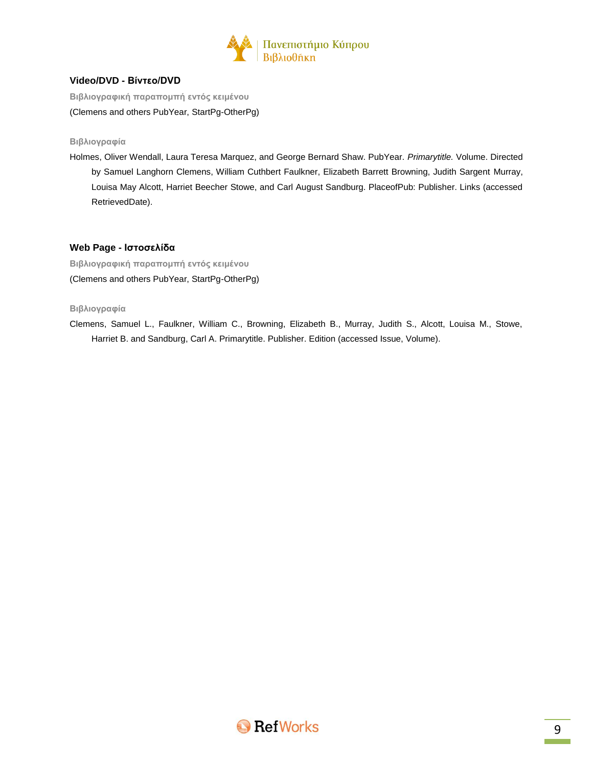### Video/DVD - Βίντεο/DVD

**Βιβλιογραφική παραπομπή εντός κειμένου**

(Clemens and others PubYear, StartPg-OtherPg)

**Βιβλιογραφία**

Holmes, Oliver Wendall, Laura Teresa Marquez, and George Bernard Shaw. PubYear. *Primarytitle.* Volume. Directed by Samuel Langhorn Clemens, William Cuthbert Faulkner, Elizabeth Barrett Browning, Judith Sargent Murray, Louisa May Alcott, Harriet Beecher Stowe, and Carl August Sandburg. PlaceofPub: Publisher. Links (accessed RetrievedDate).

### Web Page - Ιστοσελίδα

**Βιβλιογραφική παραπομπή εντός κειμένου**

(Clemens and others PubYear, StartPg-OtherPg)

**Βιβλιογραφία**

Clemens, Samuel L., Faulkner, William C., Browning, Elizabeth B., Murray, Judith S., Alcott, Louisa M., Stowe, Harriet B. and Sandburg, Carl A. Primarytitle. Publisher. Edition (accessed Issue, Volume).